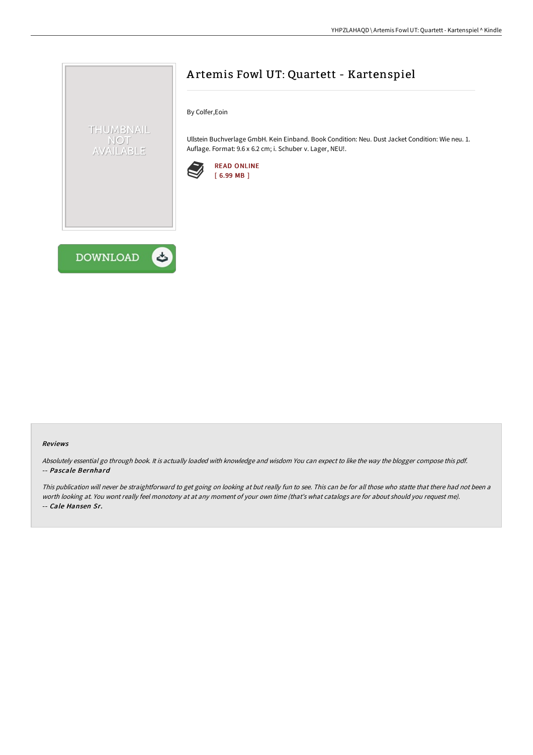# Artemis Fowl UT: Quartett - Kartenspiel

By Colfer,Eoin

Ullstein Buchverlage GmbH. Kein Einband. Book Condition: Neu. Dust Jacket Condition: Wie neu. 1. Auflage. Format: 9.6 x 6.2 cm; i. Schuber v. Lager, NEU!.

READ ONLINE
[ 6.99 MB ]

DOWNLOAD

### Reviews

*Absolutely essential go through book. It is actually loaded with knowledge and wisdom You can expect to like the way the blogger compose this pdf.*
-- ***Pascale Bernhard***

*This publication will never be straightforward to get going on looking at but really fun to see. This can be for all those who statte that there had not been a worth looking at. You wont really feel monotony at at any moment of your own time (that's what catalogs are for about should you request me).*
-- ***Cale Hansen Sr.***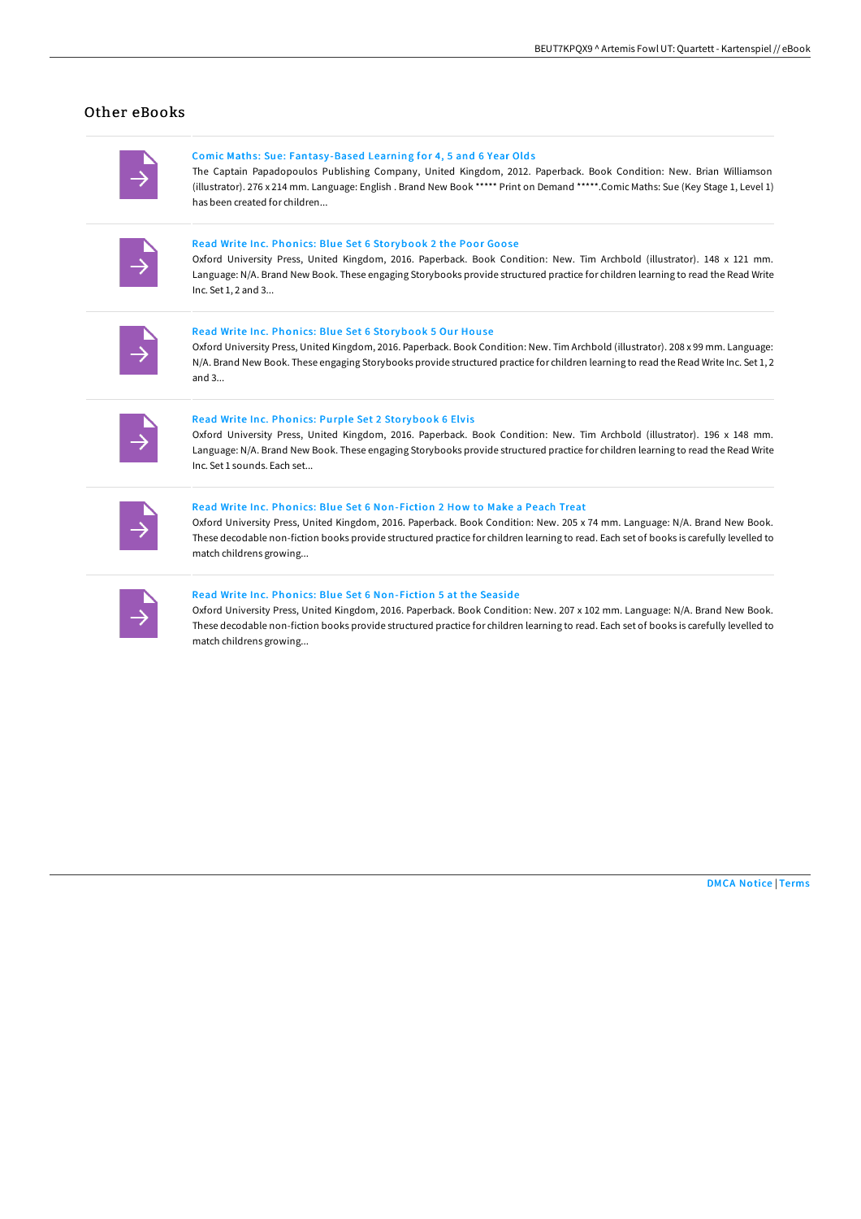## Other eBooks

### Comic Maths: Sue: Fantasy-Based Learning for 4, 5 and 6 Year Olds

The Captain Papadopoulos Publishing Company, United Kingdom, 2012. Paperback. Book Condition: New. Brian Williamson (illustrator). 276 x 214 mm. Language: English . Brand New Book ***** Print on Demand *****.Comic Maths: Sue (Key Stage 1, Level 1) has been created for children...

### Read Write Inc. Phonics: Blue Set 6 Storybook 2 the Poor Goose

Oxford University Press, United Kingdom, 2016. Paperback. Book Condition: New. Tim Archbold (illustrator). 148 x 121 mm. Language: N/A. Brand New Book. These engaging Storybooks provide structured practice for children learning to read the Read Write Inc. Set 1, 2 and 3...

### Read Write Inc. Phonics: Blue Set 6 Storybook 5 Our House

Oxford University Press, United Kingdom, 2016. Paperback. Book Condition: New. Tim Archbold (illustrator). 208 x 99 mm. Language: N/A. Brand New Book. These engaging Storybooks provide structured practice for children learning to read the Read Write Inc. Set 1, 2 and 3...

### Read Write Inc. Phonics: Purple Set 2 Storybook 6 Elvis

Oxford University Press, United Kingdom, 2016. Paperback. Book Condition: New. Tim Archbold (illustrator). 196 x 148 mm. Language: N/A. Brand New Book. These engaging Storybooks provide structured practice for children learning to read the Read Write Inc. Set 1 sounds. Each set...

### Read Write Inc. Phonics: Blue Set 6 Non-Fiction 2 How to Make a Peach Treat

Oxford University Press, United Kingdom, 2016. Paperback. Book Condition: New. 205 x 74 mm. Language: N/A. Brand New Book. These decodable non-fiction books provide structured practice for children learning to read. Each set of books is carefully levelled to match childrens growing...

### Read Write Inc. Phonics: Blue Set 6 Non-Fiction 5 at the Seaside

Oxford University Press, United Kingdom, 2016. Paperback. Book Condition: New. 207 x 102 mm. Language: N/A. Brand New Book. These decodable non-fiction books provide structured practice for children learning to read. Each set of books is carefully levelled to match childrens growing...